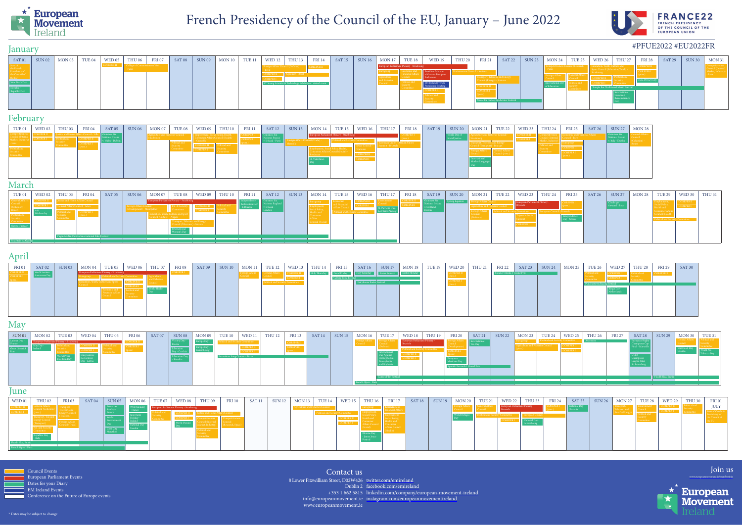# French Presidency of the Council of the EU, January – June 2022

European Movement Ireland | FRANCE22 FRENCH PRESIDENCY OF THE COUNCIL OF THE EUROPEAN UNION

#PFUE2022 #EU2022FR

## January

| Date | Events |
|---|---|
| SAT 01 | Start of the French Presidency of the Council of the EU; New Year's Day; Slovakia - Republic Day |
| SUN 02 | |
| MON 03 | |
| TUE 04 | |
| WED 05 | COREPER I |
| THU 06 | College of Commissioners Visit - Paris |
| FRI 07 | |
| SAT 08 | |
| SUN 09 | |
| MON 10 | |
| TUE 11 | |
| WED 12 | Foreign Affairs Council (Defence) - Brest; COREPER II; COREPER I; BT Young Scientist & Technology Exhibition - Virtual event |
| THU 13 | Foreign Affairs Council (Gymnich) - Brest |
| FRI 14 | COREPER II |
| SAT 15 | |
| SUN 16 | |
| MON 17 | European Parliament Plenary - Strasbourg; Eurogroup; Agriculture and Fisheries Council |
| TUE 18 | Economic and Financial Affairs Council; Political and Security Committee |
| WED 19 | President Macron address to European Parliament; EM Ireland French Presidency Briefing; COREPER I; Political and Security Committee |
| THU 20 | Competitiveness Council - Amiens |
| FRI 21 | COREPER II; COREPER I (post) |
| SAT 22 | Transport, Telecoms and Energy Council (Energy) - Amiens |
| SUN 23 | |
| MON 24 | Competitiveness Council (Research) - Paris; Foreign Affairs Council; International Day of Education |
| TUE 25 | General Affairs Council; Political and Security Committee |
| WED 26 | Education, Youth, Culture and Sport Council (Education/Youth) - Strasbourg; COREPER II; COREPER I |
| THU 27 | Political and Security Committee; International Holocaust Remembrance Day |
| FRI 28 | COREPER II; COREPER I (post); Data Privacy Day |
| SAT 29 | |
| SUN 30 | |
| MON 31 | Competitiveness Council (Internal Market, Industry) - Lens |

Ongoing: Music for Galway Midwinter Festival; Temple Bar Tradfest Music Festival

## February

| Date | Events |
|---|---|
| TUE 01 | Competitiveness Council (Internal Market, Industry) - Lens; Political and Security Committee |
| WED 02 | COREPER II; COREPER I |
| THU 03 | Justice and Home Affairs Council - Lille; Political and Security Committee |
| FRI 04 | COREPER II; COREPER I (post) |
| SAT 05 | Guinness Six Nations: Ireland v Wales - Dublin |
| SUN 06 | |
| MON 07 | Agriculture and Fisheries Council - Strasbourg |
| TUE 08 | Political and Security Committee |
| WED 09 | Employment, Social Policy, Health and Consumer Affairs Council (Health) - Grenoble; COREPER II; COREPER I |
| THU 10 | Political and Security Committee |
| FRI 11 | COREPER II; COREPER I (post) |
| SAT 12 | Guinness Six Nations: France v Ireland - Paris |
| SUN 13 | Foreign Affairs Council (Trade) - Marseille |
| MON 14 | European Parliament Plenary - Strasbourg; Employment, Social Policy, Health and Consumer Affairs Council (Social) - Bordeaux; St. Valentine's Day |
| TUE 15 | Political and Security Committee |
| WED 16 | Space Council - Toulouse; COREPER II; COREPER I |
| THU 17 | European Union - African Union Summit - Brussels |
| FRI 18 | COREPER II; COREPER I (post) |
| SAT 19 | |
| SUN 20 | World Day of Social Justice |
| MON 21 | Agriculture and Fisheries Council - Strasbourg; Foreign Affairs Council; International Mother Language Day |
| TUE 22 | Transport, Telecoms and Energy Council (Transport) - Brest (?); General Affairs Council (post) |
| WED 23 | COREPER II; COREPER I |
| THU 24 | Competitiveness Council (Internal Market, Industry); Political and Security Committee |
| FRI 25 | Economic and Financial Affairs Council - Paris; Eurogroup; COREPER II; COREPER I (post) |
| SAT 26 | |
| SUN 27 | Guinness Six Nations: Ireland v Italy - Dublin |
| MON 28 | General Affairs Council (Cohesion) - Brussels |

## March

| Date | Events |
|---|---|
| TUE 01 | General Affairs Council (Cohesion) - Brussels; Political and Security Committee; Shrove Tuesday |
| WED 02 | COREPER II; COREPER I; Ash Wednesday |
| THU 03 | Justice and Home Affairs Council; Political and Security Committee |
| FRI 04 | Justice and Home Affairs Council; COREPER II; COREPER I (post) |
| SAT 05 | |
| SUN 06 | |
| MON 07 | European Parliament Plenary - Strasbourg; Foreign Affairs Council (Development) - Montpellier; Education, Youth, Culture and Sport Council (Culture) - Angers |
| TUE 08 | Political and Security Committee; International Women's Day |
| WED 09 | COREPER II; COREPER I; Transport, Telecoms and Energy Council (Telecoms) - Nevers |
| THU 10 | Political and Security Committee |
| FRI 11 | Independence Restoration Day - Lithuania |
| SAT 12 | Guinness Six Nations: England v Ireland - London |
| SUN 13 | |
| MON 14 | Eurogroup; Employment, Social Policy, Health and Consumer Affairs Council (Social) |
| TUE 15 | Economic and Financial Affairs Council; Political and Security Committee |
| WED 16 | COREPER II; COREPER I |
| THU 17 | European Council; St. Patrick's Day; Lá Fhéile Pádraig |
| FRI 18 | COREPER II; COREPER I |
| SAT 19 | Guinness Six Nations: Ireland v Scotland - Dublin |
| SUN 20 | Spring Equinox |
| MON 21 | Foreign Affairs Council; Agriculture and Fisheries Council; Foreign Affairs Council (Defence) |
| TUE 22 | General Affairs Council; Political and Security Committee |
| WED 23 | European Parliament Plenary - Brussels; Political and Security Committee; COREPER II |
| THU 24 | European Council - Brussels |
| FRI 25 | COREPER I (post); Independence Day - Greece |
| SAT 26 | |
| SUN 27 | Clocks go forward 1 hour |
| MON 28 | |
| TUE 29 | Employment, Social Policy, Health and Consumer Affairs Council (Health); Political and Security Committee |
| WED 30 | COREPER II; COREPER I |
| THU 31 | |

Ongoing: Virgin Media Dublin International Film Festival; Seachtain na Gaeilge

## April

| Date | Events |
|---|---|
| FRI 01 | COREPER II; COREPER I (post) |
| SAT 02 | World Autism Awareness Day |
| SUN 03 | |
| MON 04 | European Parliament Plenary - Strasbourg; Education, Youth, Culture and Sport Council |
| TUE 05 | Economic and Financial Affairs Council |
| WED 06 | COREPER II; COREPER I; Political and Security Committee |
| THU 07 | Agriculture and Fisheries Council; World Health Day |
| FRI 08 | COREPER I |
| SAT 09 | |
| SUN 10 | |
| MON 11 | Foreign Affairs Council |
| TUE 12 | General Affairs Council; Political and Security Committee |
| WED 13 | COREPER II; COREPER I |
| THU 14 | Holy Thursday |
| FRI 15 | Good Friday; Galway Food Festival |
| SAT 16 | Holy Saturday; Easterfest Easter Festival |
| SUN 17 | Easter Sunday |
| MON 18 | Easter Monday |
| TUE 19 | |
| WED 20 | COREPER II; COREPER I (post) |
| THU 21 | |
| FRI 22 | Italian Formula 1 Grand Prix |
| SAT 23 | |
| SUN 24 | |
| MON 25 | |
| TUE 26 | Political and Security Committee; Pleinairdanam Baroque Festival |
| WED 27 | COREPER II; COREPER I; King's Day - Netherlands |
| THU 28 | Political and Security Committee |
| FRI 29 | COREPER II |
| SAT 30 | |

## May

| Date | Events |
|---|---|
| SUN 01 | Labour Day - France; Great Limerick Run |
| MON 02 | European Parliament Plenary - Strasbourg; May Day - Ireland |
| TUE 03 | Political and Security Committee; World Press Freedom Day |
| WED 04 | COREPER II; COREPER I; Independence Restoration Day - Latvia |
| THU 05 | Political and Security Committee |
| FRI 06 | COREPER II; COREPER I (post) |
| SAT 07 | |
| SUN 08 | Victory Day - France; Liberation Day - Czechia; Liberation Day - Slovakia |
| MON 09 | Europe Day; Europe Day - Luxembourg |
| TUE 10 | Political and Security Committee; Eurovision Song Contest - Turin |
| WED 11 | COREPER II; COREPER I |
| THU 12 | |
| FRI 13 | COREPER II; COREPER I (post) |
| SAT 14 | |
| SUN 15 | |
| MON 16 | Foreign Affairs Council; French Open - Paris |
| TUE 17 | Foreign Affairs Council (Defence); International Day Against Homophobia, Transphobia and Biphobia |
| WED 18 | European Parliament Plenary - Brussels; Political and Security Committee; COREPER II; COREPER I |
| THU 19 | |
| FRI 20 | Foreign Affairs Council (Development); COREPER I (post); European Maritime Day |
| SAT 21 | International Tea Day |
| SUN 22 | Spanish Formula 1 Grand Prix |
| MON 23 | Eurogroup; Agriculture and Fisheries Council (post) |
| TUE 24 | Political and Security Committee |
| WED 25 | COREPER II; COREPER I |
| THU 26 | Ascension |
| FRI 27 | |
| SAT 28 | European Rugby Champions Cup Final - Marseille; UEFA Champions League Final - St. Petersburg |
| SUN 29 | Health Plan Ireland |
| MON 30 | General Affairs Council; Statehood Day - Croatia |
| TUE 31 | Political and Security Committee; World No Tobacco Day |

Ongoing: Cannes Film Festival

## June

| Date | Events |
|---|---|
| WED 01 | COREPER II; COREPER I |
| THU 02 | General Affairs Council (Cohesion); Transport, Telecoms and Energy Council (Transport); Political and Security Committee; Republic Day - Italy |
| FRI 03 | Transport, Telecoms and Energy Council (Telecoms); Foreign Affairs Council (Trade) |
| SAT 04 | |
| SUN 05 | Pentecost Sunday - France; World Environment Day; Cork City Marathon |
| MON 06 | Whit Monday - France; June Bank Holiday - Ireland; National Day - Sweden |
| TUE 07 | European Parliament Plenary - Strasbourg; Political and Security Committee |
| WED 08 | COREPER II; COREPER I; World Oceans Day |
| THU 09 | Justice and Home Affairs Council; Competitiveness Council (Internal Market, Industry); Political and Security Committee |
| FRI 10 | Competitiveness Council (Research, Space) |
| SAT 11 | |
| SUN 12 | |
| MON 13 | Agriculture and Fisheries Council |
| TUE 14 | Political and Security Committee |
| WED 15 | COREPER II; COREPER I |
| THU 16 | Eurogroup; Employment, Social Policy, Health and Consumer Affairs Council; Bloomsday; James Joyce Festival |
| FRI 17 | Economic and Financial Affairs Council; Employment, Social Policy, Health and Consumer Affairs Council (Health) |
| SAT 18 | |
| SUN 19 | |
| MON 20 | Foreign Affairs Council; World Refugee Day |
| TUE 21 | General Affairs Council; Political and Security Committee |
| WED 22 | European Parliament Plenary - Brussels; COREPER II |
| THU 23 | European Council; National Day - Luxembourg |
| FRI 24 | COREPER I (post) |
| SAT 25 | National Day - Slovenia |
| SUN 26 | |
| MON 27 | Transport, Telecoms and Energy Council (Energy) |
| TUE 28 | Environment Council; Political and Security Committee |
| WED 29 | COREPER II; COREPER I |
| THU 30 | Political and Security Committee |
| FRI 01 JULY | Start of Czechian Presidency of the Council of the EU |

Ongoing: Health Plan Ireland; French Open - Paris

**Legend:**
- Council Events
- European Parliament Events
- Dates for your Diary
- EM Ireland Events
- Conference on the Future of Europe events

\* Dates may be subject to change

## Contact us

8 Lower Fitzwilliam Street, D02W426 Dublin 2
+353 1 662 5815
info@europeanmovement.ie
www.europeanmovement.ie
twitter.com/emireland
facebook.com/emireland
linkedin.com/company/european-movement-ireland
instagram.com/europeanmovementireland

## Join us

www.europeanmovement.ie/membership

European Movement Ireland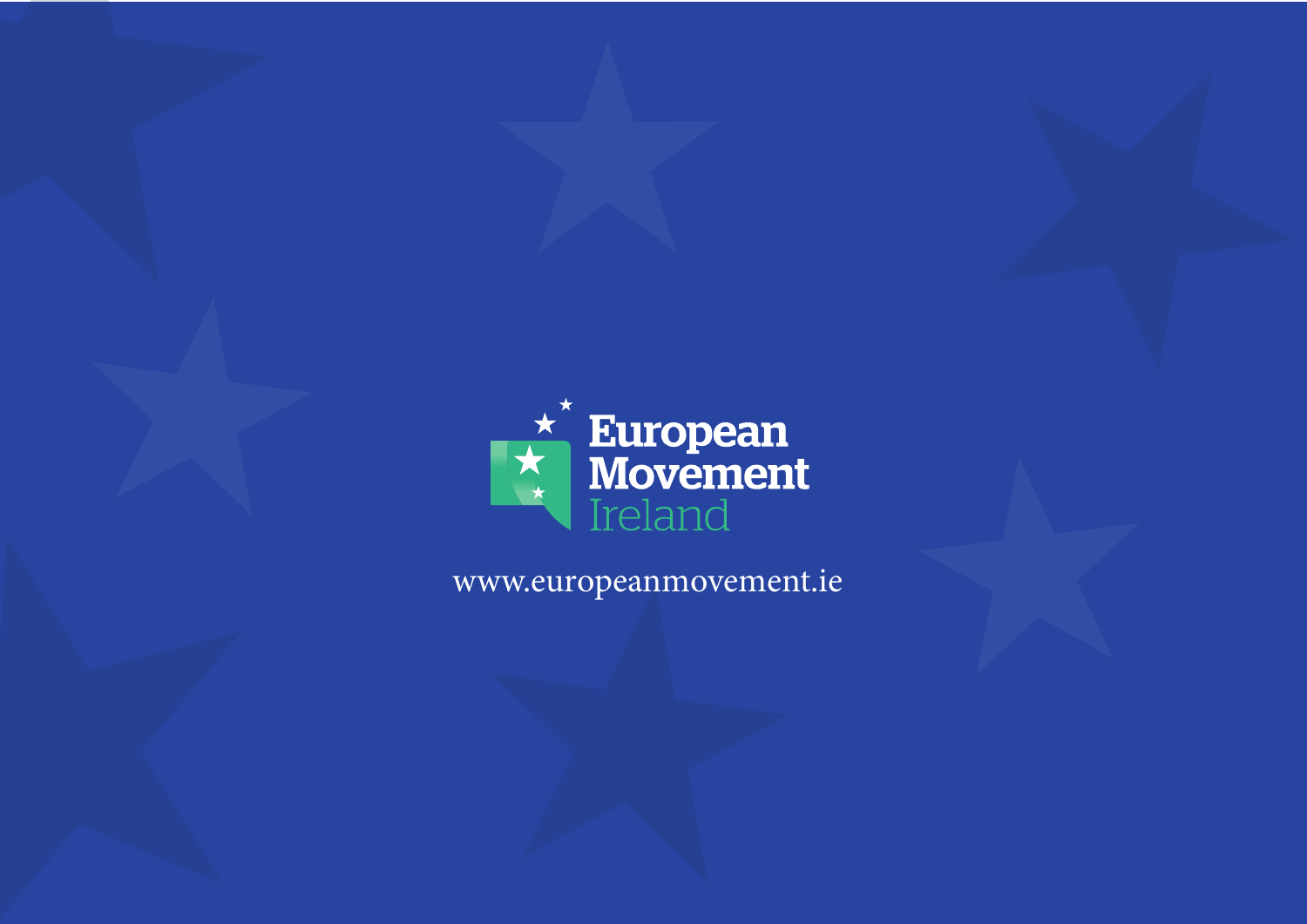European
Movement
Ireland

www.europeanmovement.ie